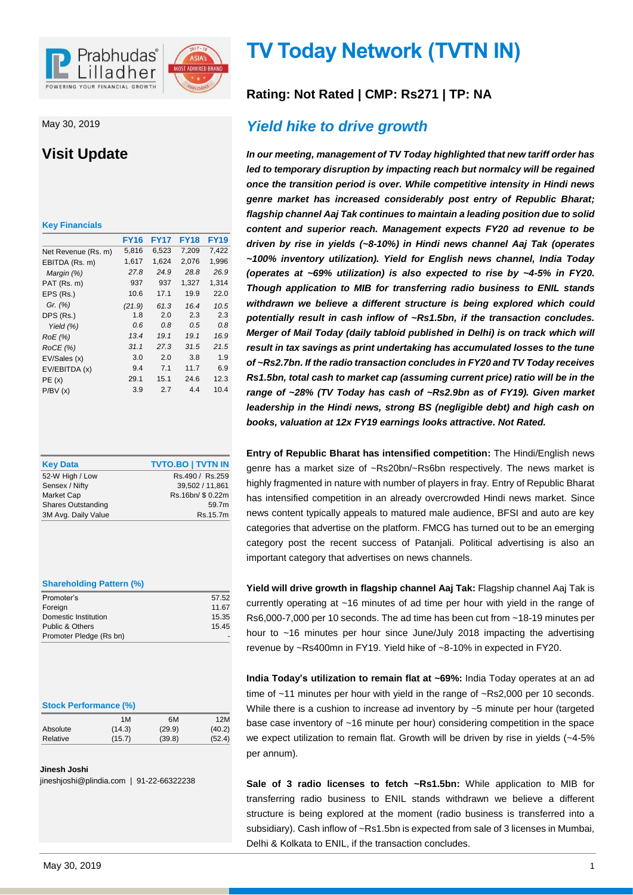# TV Today Network (TVTN IN)

May 30, 2019

## Visit Update

**Rating: Not Rated | CMP: Rs271 | TP: NA**

## *Yield hike to drive growth*

***In our meeting, management of TV Today highlighted that new tariff order has led to temporary disruption by impacting reach but normalcy will be regained once the transition period is over. While competitive intensity in Hindi news genre market has increased considerably post entry of Republic Bharat; flagship channel Aaj Tak continues to maintain a leading position due to solid content and superior reach. Management expects FY20 ad revenue to be driven by rise in yields (~8-10%) in Hindi news channel Aaj Tak (operates ~100% inventory utilization). Yield for English news channel, India Today (operates at ~69% utilization) is also expected to rise by ~4-5% in FY20. Though application to MIB for transferring radio business to ENIL stands withdrawn we believe a different structure is being explored which could potentially result in cash inflow of ~Rs1.5bn, if the transaction concludes. Merger of Mail Today (daily tabloid published in Delhi) is on track which will result in tax savings as print undertaking has accumulated losses to the tune of ~Rs2.7bn. If the radio transaction concludes in FY20 and TV Today receives Rs1.5bn, total cash to market cap (assuming current price) ratio will be in the range of ~28% (TV Today has cash of ~Rs2.9bn as of FY19). Given market leadership in the Hindi news, strong BS (negligible debt) and high cash on books, valuation at 12x FY19 earnings looks attractive. Not Rated.***

**Entry of Republic Bharat has intensified competition:** The Hindi/English news genre has a market size of ~Rs20bn/~Rs6bn respectively. The news market is highly fragmented in nature with number of players in fray. Entry of Republic Bharat has intensified competition in an already overcrowded Hindi news market. Since news content typically appeals to matured male audience, BFSI and auto are key categories that advertise on the platform. FMCG has turned out to be an emerging category post the recent success of Patanjali. Political advertising is also an important category that advertises on news channels.

**Yield will drive growth in flagship channel Aaj Tak:** Flagship channel Aaj Tak is currently operating at ~16 minutes of ad time per hour with yield in the range of Rs6,000-7,000 per 10 seconds. The ad time has been cut from ~18-19 minutes per hour to ~16 minutes per hour since June/July 2018 impacting the advertising revenue by ~Rs400mn in FY19. Yield hike of ~8-10% in expected in FY20.

**India Today's utilization to remain flat at ~69%:** India Today operates at an ad time of ~11 minutes per hour with yield in the range of ~Rs2,000 per 10 seconds. While there is a cushion to increase ad inventory by ~5 minute per hour (targeted base case inventory of ~16 minute per hour) considering competition in the space we expect utilization to remain flat. Growth will be driven by rise in yields (~4-5% per annum).

**Sale of 3 radio licenses to fetch ~Rs1.5bn:** While application to MIB for transferring radio business to ENIL stands withdrawn we believe a different structure is being explored at the moment (radio business is transferred into a subsidiary). Cash inflow of ~Rs1.5bn is expected from sale of 3 licenses in Mumbai, Delhi & Kolkata to ENIL, if the transaction concludes.

### Key Financials

| | FY16 | FY17 | FY18 | FY19 |
|---|---|---|---|---|
| Net Revenue (Rs. m) | 5,816 | 6,523 | 7,209 | 7,422 |
| EBITDA (Rs. m) | 1,617 | 1,624 | 2,076 | 1,996 |
| *Margin (%)* | *27.8* | *24.9* | *28.8* | *26.9* |
| PAT (Rs. m) | 937 | 937 | 1,327 | 1,314 |
| EPS (Rs.) | 10.6 | 17.1 | 19.9 | 22.0 |
| *Gr. (%)* | *(21.9)* | *61.3* | *16.4* | *10.5* |
| DPS (Rs.) | 1.8 | 2.0 | 2.3 | 2.3 |
| *Yield (%)* | *0.6* | *0.8* | *0.5* | *0.8* |
| *RoE (%)* | *13.4* | *19.1* | *19.1* | *16.9* |
| *RoCE (%)* | *31.1* | *27.3* | *31.5* | *21.5* |
| EV/Sales (x) | 3.0 | 2.0 | 3.8 | 1.9 |
| EV/EBITDA (x) | 9.4 | 7.1 | 11.7 | 6.9 |
| PE (x) | 29.1 | 15.1 | 24.6 | 12.3 |
| P/BV (x) | 3.9 | 2.7 | 4.4 | 10.4 |

### Key Data

| Key Data | TVTO.BO \| TVTN IN |
|---|---|
| 52-W High / Low | Rs.490 / Rs.259 |
| Sensex / Nifty | 39,502 / 11,861 |
| Market Cap | Rs.16bn/ $ 0.22m |
| Shares Outstanding | 59.7m |
| 3M Avg. Daily Value | Rs.15.7m |

### Shareholding Pattern (%)

| | |
|---|---|
| Promoter's | 57.52 |
| Foreign | 11.67 |
| Domestic Institution | 15.35 |
| Public & Others | 15.45 |
| Promoter Pledge (Rs bn) | - |

### Stock Performance (%)

| | 1M | 6M | 12M |
|---|---|---|---|
| Absolute | (14.3) | (29.9) | (40.2) |
| Relative | (15.7) | (39.8) | (52.4) |

**Jinesh Joshi**
jineshjoshi@plindia.com | 91-22-66322238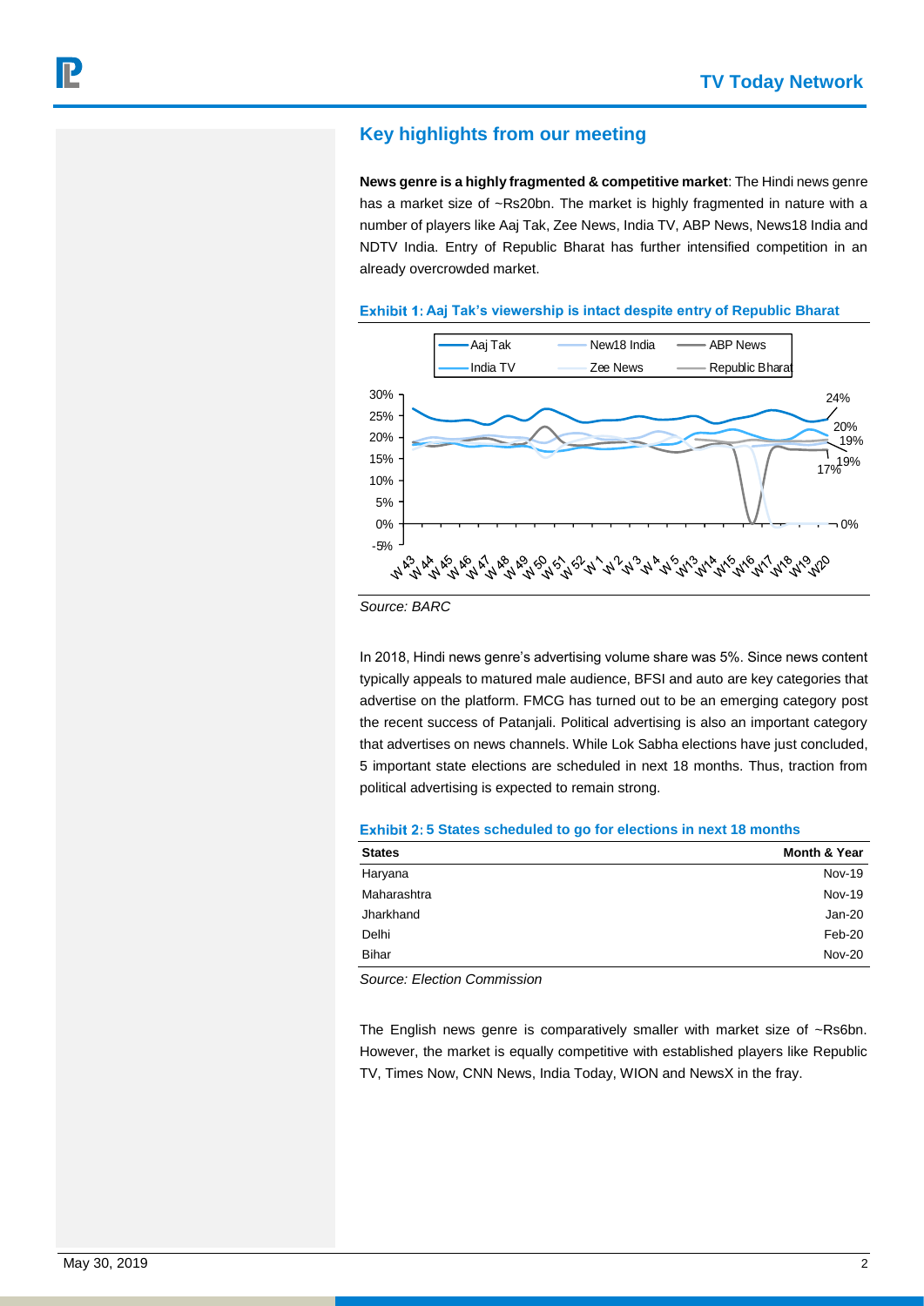## Key highlights from our meeting

**News genre is a highly fragmented & competitive market**: The Hindi news genre has a market size of ~Rs20bn. The market is highly fragmented in nature with a number of players like Aaj Tak, Zee News, India TV, ABP News, News18 India and NDTV India. Entry of Republic Bharat has further intensified competition in an already overcrowded market.

**Exhibit 1: Aaj Tak's viewership is intact despite entry of Republic Bharat**

*Source: BARC*

In 2018, Hindi news genre's advertising volume share was 5%. Since news content typically appeals to matured male audience, BFSI and auto are key categories that advertise on the platform. FMCG has turned out to be an emerging category post the recent success of Patanjali. Political advertising is also an important category that advertises on news channels. While Lok Sabha elections have just concluded, 5 important state elections are scheduled in next 18 months. Thus, traction from political advertising is expected to remain strong.

**Exhibit 2: 5 States scheduled to go for elections in next 18 months**

| States | Month & Year |
|---|---|
| Haryana | Nov-19 |
| Maharashtra | Nov-19 |
| Jharkhand | Jan-20 |
| Delhi | Feb-20 |
| Bihar | Nov-20 |

*Source: Election Commission*

The English news genre is comparatively smaller with market size of ~Rs6bn. However, the market is equally competitive with established players like Republic TV, Times Now, CNN News, India Today, WION and NewsX in the fray.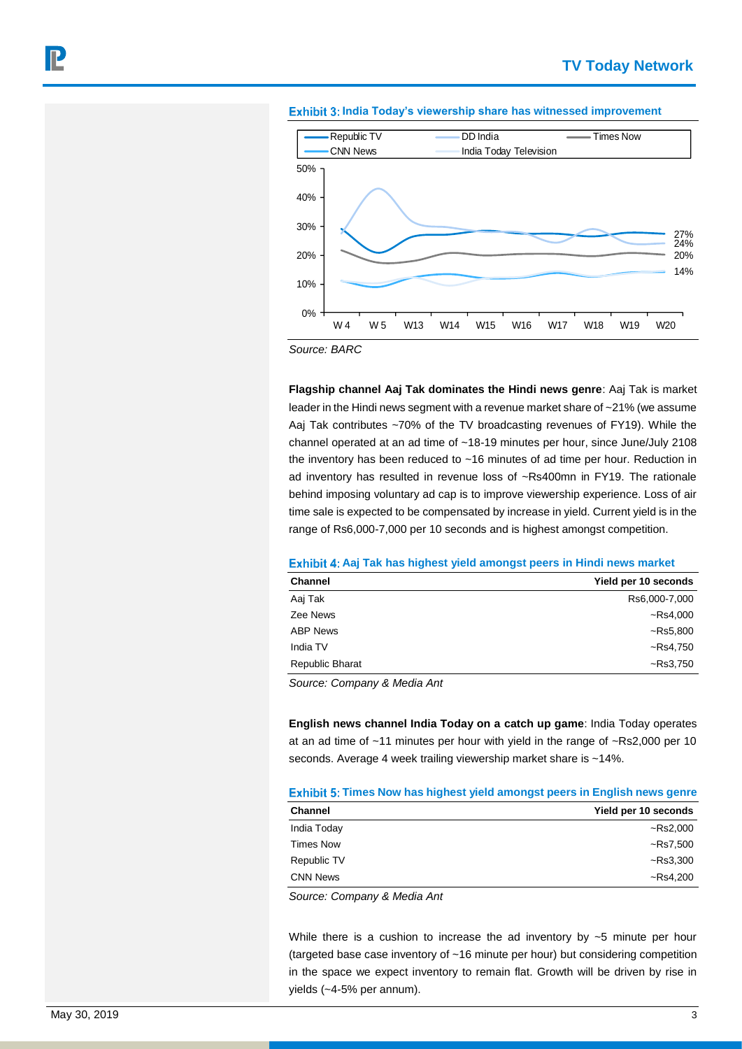**Exhibit 3: India Today's viewership share has witnessed improvement**

Source: BARC

**Flagship channel Aaj Tak dominates the Hindi news genre**: Aaj Tak is market leader in the Hindi news segment with a revenue market share of ~21% (we assume Aaj Tak contributes ~70% of the TV broadcasting revenues of FY19). While the channel operated at an ad time of ~18-19 minutes per hour, since June/July 2108 the inventory has been reduced to ~16 minutes of ad time per hour. Reduction in ad inventory has resulted in revenue loss of ~Rs400mn in FY19. The rationale behind imposing voluntary ad cap is to improve viewership experience. Loss of air time sale is expected to be compensated by increase in yield. Current yield is in the range of Rs6,000-7,000 per 10 seconds and is highest amongst competition.

**Exhibit 4: Aaj Tak has highest yield amongst peers in Hindi news market**

| Channel | Yield per 10 seconds |
|---|---|
| Aaj Tak | Rs6,000-7,000 |
| Zee News | ~Rs4,000 |
| ABP News | ~Rs5,800 |
| India TV | ~Rs4,750 |
| Republic Bharat | ~Rs3,750 |

*Source: Company & Media Ant*

**English news channel India Today on a catch up game**: India Today operates at an ad time of ~11 minutes per hour with yield in the range of ~Rs2,000 per 10 seconds. Average 4 week trailing viewership market share is ~14%.

**Exhibit 5: Times Now has highest yield amongst peers in English news genre**

| Channel | Yield per 10 seconds |
|---|---|
| India Today | ~Rs2,000 |
| Times Now | ~Rs7,500 |
| Republic TV | ~Rs3,300 |
| CNN News | ~Rs4,200 |

*Source: Company & Media Ant*

While there is a cushion to increase the ad inventory by ~5 minute per hour (targeted base case inventory of ~16 minute per hour) but considering competition in the space we expect inventory to remain flat. Growth will be driven by rise in yields (~4-5% per annum).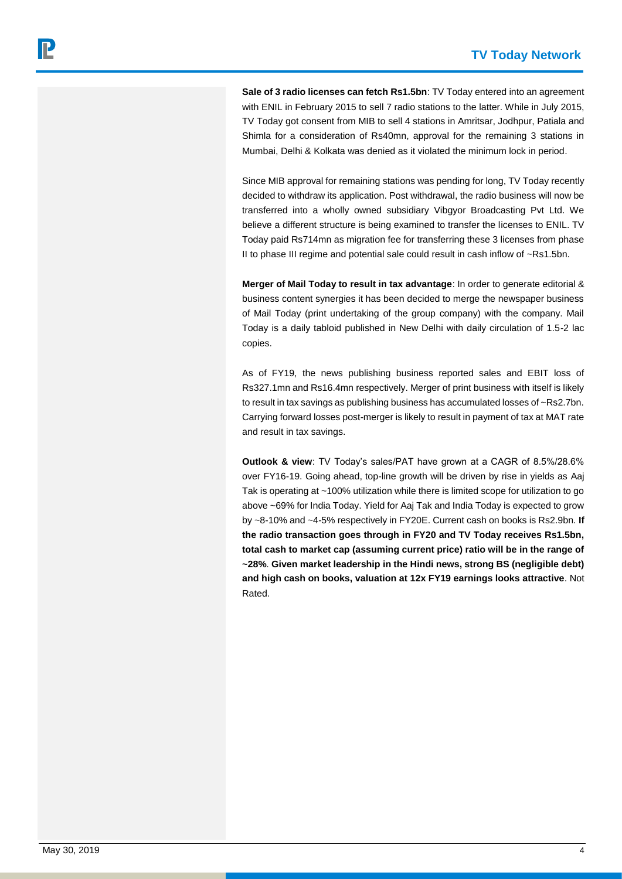**Sale of 3 radio licenses can fetch Rs1.5bn**: TV Today entered into an agreement with ENIL in February 2015 to sell 7 radio stations to the latter. While in July 2015, TV Today got consent from MIB to sell 4 stations in Amritsar, Jodhpur, Patiala and Shimla for a consideration of Rs40mn, approval for the remaining 3 stations in Mumbai, Delhi & Kolkata was denied as it violated the minimum lock in period.

Since MIB approval for remaining stations was pending for long, TV Today recently decided to withdraw its application. Post withdrawal, the radio business will now be transferred into a wholly owned subsidiary Vibgyor Broadcasting Pvt Ltd. We believe a different structure is being examined to transfer the licenses to ENIL. TV Today paid Rs714mn as migration fee for transferring these 3 licenses from phase II to phase III regime and potential sale could result in cash inflow of ~Rs1.5bn.

**Merger of Mail Today to result in tax advantage**: In order to generate editorial & business content synergies it has been decided to merge the newspaper business of Mail Today (print undertaking of the group company) with the company. Mail Today is a daily tabloid published in New Delhi with daily circulation of 1.5-2 lac copies.

As of FY19, the news publishing business reported sales and EBIT loss of Rs327.1mn and Rs16.4mn respectively. Merger of print business with itself is likely to result in tax savings as publishing business has accumulated losses of ~Rs2.7bn. Carrying forward losses post-merger is likely to result in payment of tax at MAT rate and result in tax savings.

**Outlook & view**: TV Today's sales/PAT have grown at a CAGR of 8.5%/28.6% over FY16-19. Going ahead, top-line growth will be driven by rise in yields as Aaj Tak is operating at ~100% utilization while there is limited scope for utilization to go above ~69% for India Today. Yield for Aaj Tak and India Today is expected to grow by ~8-10% and ~4-5% respectively in FY20E. Current cash on books is Rs2.9bn. **If the radio transaction goes through in FY20 and TV Today receives Rs1.5bn, total cash to market cap (assuming current price) ratio will be in the range of ~28%**. **Given market leadership in the Hindi news, strong BS (negligible debt) and high cash on books, valuation at 12x FY19 earnings looks attractive**. Not Rated.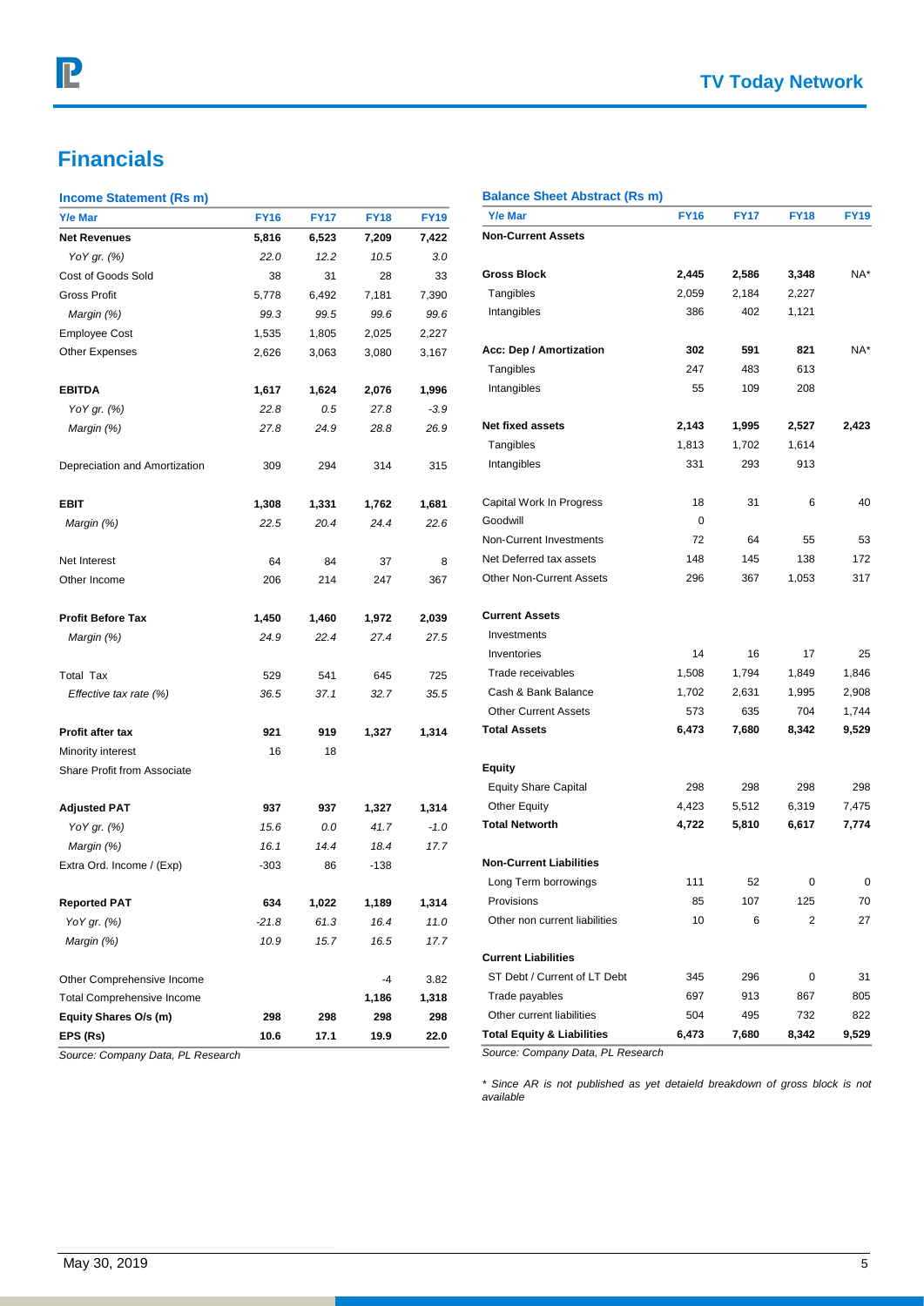## Financials

**Income Statement (Rs m)**

| Y/e Mar | FY16 | FY17 | FY18 | FY19 |
|---|---|---|---|---|
| **Net Revenues** | **5,816** | **6,523** | **7,209** | **7,422** |
| *YoY gr. (%)* | *22.0* | *12.2* | *10.5* | *3.0* |
| Cost of Goods Sold | 38 | 31 | 28 | 33 |
| Gross Profit | 5,778 | 6,492 | 7,181 | 7,390 |
| *Margin (%)* | *99.3* | *99.5* | *99.6* | *99.6* |
| Employee Cost | 1,535 | 1,805 | 2,025 | 2,227 |
| Other Expenses | 2,626 | 3,063 | 3,080 | 3,167 |
| | | | | |
| **EBITDA** | **1,617** | **1,624** | **2,076** | **1,996** |
| *YoY gr. (%)* | *22.8* | *0.5* | *27.8* | *-3.9* |
| *Margin (%)* | *27.8* | *24.9* | *28.8* | *26.9* |
| | | | | |
| Depreciation and Amortization | 309 | 294 | 314 | 315 |
| | | | | |
| **EBIT** | **1,308** | **1,331** | **1,762** | **1,681** |
| *Margin (%)* | *22.5* | *20.4* | *24.4* | *22.6* |
| | | | | |
| Net Interest | 64 | 84 | 37 | 8 |
| Other Income | 206 | 214 | 247 | 367 |
| | | | | |
| **Profit Before Tax** | **1,450** | **1,460** | **1,972** | **2,039** |
| *Margin (%)* | *24.9* | *22.4* | *27.4* | *27.5* |
| | | | | |
| Total Tax | 529 | 541 | 645 | 725 |
| *Effective tax rate (%)* | *36.5* | *37.1* | *32.7* | *35.5* |
| | | | | |
| **Profit after tax** | **921** | **919** | **1,327** | **1,314** |
| Minority interest | 16 | 18 | | |
| Share Profit from Associate | | | | |
| | | | | |
| **Adjusted PAT** | **937** | **937** | **1,327** | **1,314** |
| *YoY gr. (%)* | *15.6* | *0.0* | *41.7* | *-1.0* |
| *Margin (%)* | *16.1* | *14.4* | *18.4* | *17.7* |
| Extra Ord. Income / (Exp) | -303 | 86 | -138 | |
| | | | | |
| **Reported PAT** | **634** | **1,022** | **1,189** | **1,314** |
| *YoY gr. (%)* | *-21.8* | *61.3* | *16.4* | *11.0* |
| *Margin (%)* | *10.9* | *15.7* | *16.5* | *17.7* |
| | | | | |
| Other Comprehensive Income | | | -4 | 3.82 |
| Total Comprehensive Income | | | **1,186** | **1,318** |
| **Equity Shares O/s (m)** | **298** | **298** | **298** | **298** |
| **EPS (Rs)** | **10.6** | **17.1** | **19.9** | **22.0** |

*Source: Company Data, PL Research*

**Balance Sheet Abstract (Rs m)**

| Y/e Mar | FY16 | FY17 | FY18 | FY19 |
|---|---|---|---|---|
| **Non-Current Assets** | | | | |
| | | | | |
| **Gross Block** | **2,445** | **2,586** | **3,348** | NA* |
| Tangibles | 2,059 | 2,184 | 2,227 | |
| Intangibles | 386 | 402 | 1,121 | |
| | | | | |
| **Acc: Dep / Amortization** | **302** | **591** | **821** | NA* |
| Tangibles | 247 | 483 | 613 | |
| Intangibles | 55 | 109 | 208 | |
| | | | | |
| **Net fixed assets** | **2,143** | **1,995** | **2,527** | **2,423** |
| Tangibles | 1,813 | 1,702 | 1,614 | |
| Intangibles | 331 | 293 | 913 | |
| | | | | |
| Capital Work In Progress | 18 | 31 | 6 | 40 |
| Goodwill | 0 | | | |
| Non-Current Investments | 72 | 64 | 55 | 53 |
| Net Deferred tax assets | 148 | 145 | 138 | 172 |
| Other Non-Current Assets | 296 | 367 | 1,053 | 317 |
| | | | | |
| **Current Assets** | | | | |
| Investments | | | | |
| Inventories | 14 | 16 | 17 | 25 |
| Trade receivables | 1,508 | 1,794 | 1,849 | 1,846 |
| Cash & Bank Balance | 1,702 | 2,631 | 1,995 | 2,908 |
| Other Current Assets | 573 | 635 | 704 | 1,744 |
| **Total Assets** | **6,473** | **7,680** | **8,342** | **9,529** |
| | | | | |
| **Equity** | | | | |
| Equity Share Capital | 298 | 298 | 298 | 298 |
| Other Equity | 4,423 | 5,512 | 6,319 | 7,475 |
| **Total Networth** | **4,722** | **5,810** | **6,617** | **7,774** |
| | | | | |
| **Non-Current Liabilities** | | | | |
| Long Term borrowings | 111 | 52 | 0 | 0 |
| Provisions | 85 | 107 | 125 | 70 |
| Other non current liabilities | 10 | 6 | 2 | 27 |
| | | | | |
| **Current Liabilities** | | | | |
| ST Debt / Current of LT Debt | 345 | 296 | 0 | 31 |
| Trade payables | 697 | 913 | 867 | 805 |
| Other current liabilities | 504 | 495 | 732 | 822 |
| **Total Equity & Liabilities** | **6,473** | **7,680** | **8,342** | **9,529** |

*Source: Company Data, PL Research*

*\* Since AR is not published as yet detaield breakdown of gross block is not available*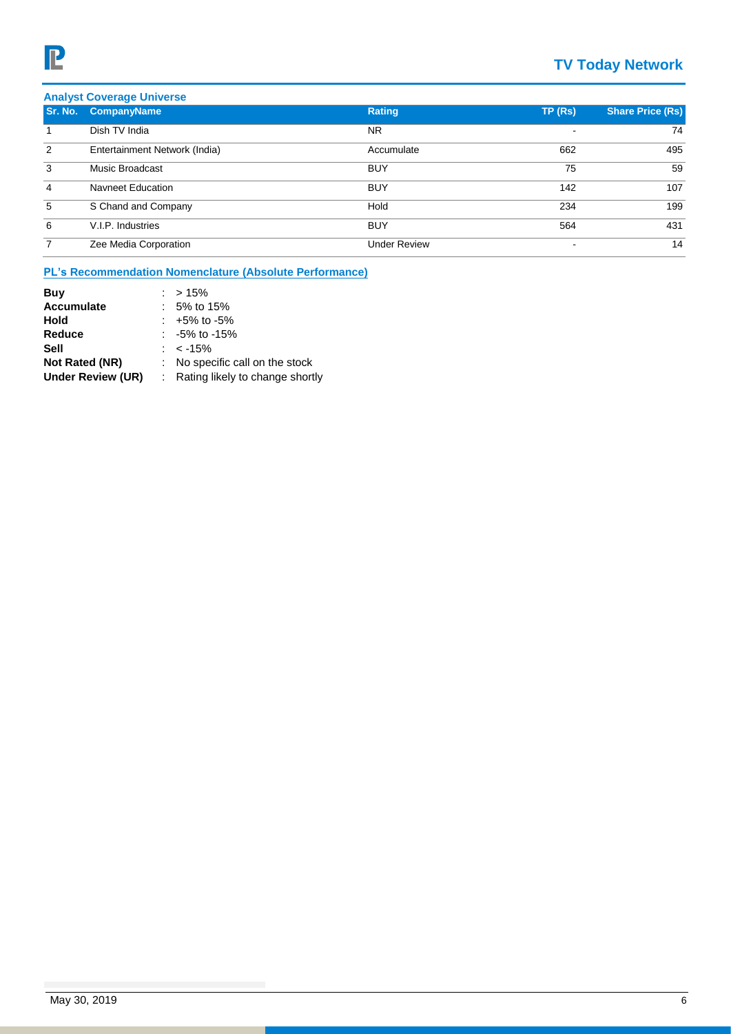### Analyst Coverage Universe

| Sr. No. | CompanyName | Rating | TP (Rs) | Share Price (Rs) |
|---|---|---|---|---|
| 1 | Dish TV India | NR | - | 74 |
| 2 | Entertainment Network (India) | Accumulate | 662 | 495 |
| 3 | Music Broadcast | BUY | 75 | 59 |
| 4 | Navneet Education | BUY | 142 | 107 |
| 5 | S Chand and Company | Hold | 234 | 199 |
| 6 | V.I.P. Industries | BUY | 564 | 431 |
| 7 | Zee Media Corporation | Under Review | - | 14 |

### PL's Recommendation Nomenclature (Absolute Performance)

| | | |
|---|---|---|
| **Buy** | : | > 15% |
| **Accumulate** | : | 5% to 15% |
| **Hold** | : | +5% to -5% |
| **Reduce** | : | -5% to -15% |
| **Sell** | : | < -15% |
| **Not Rated (NR)** | : | No specific call on the stock |
| **Under Review (UR)** | : | Rating likely to change shortly |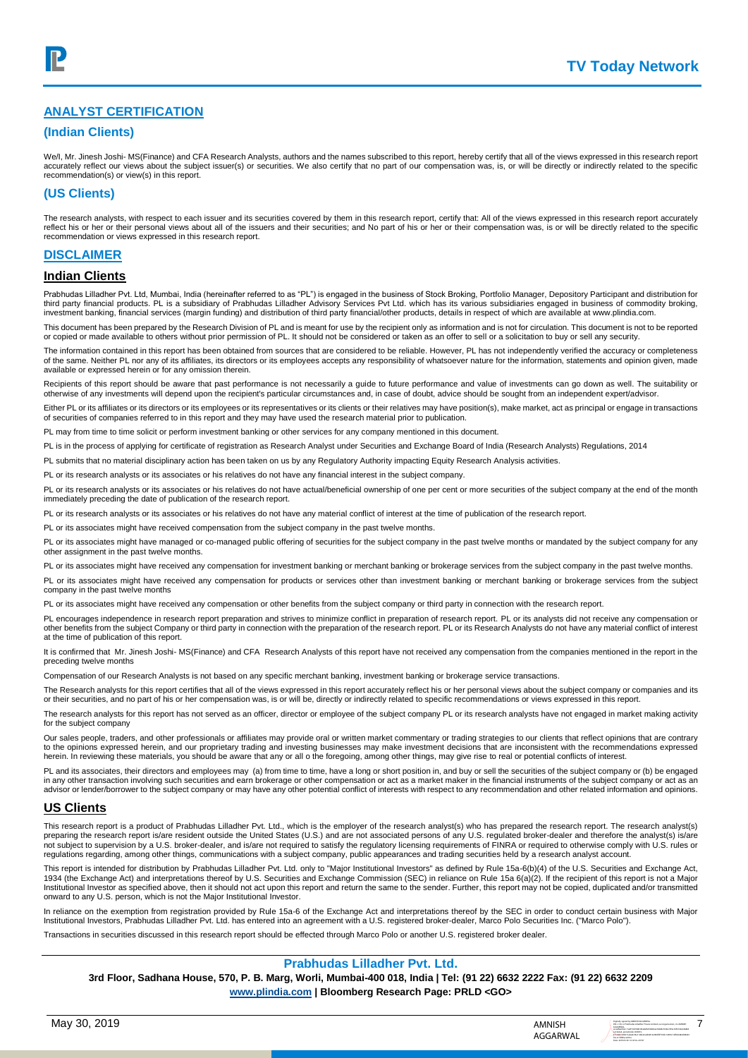## ANALYST CERTIFICATION

### (Indian Clients)

We/I, Mr. Jinesh Joshi- MS(Finance) and CFA Research Analysts, authors and the names subscribed to this report, hereby certify that all of the views expressed in this research report accurately reflect our views about the subject issuer(s) or securities. We also certify that no part of our compensation was, is, or will be directly or indirectly related to the specific recommendation(s) or view(s) in this report.

### (US Clients)

The research analysts, with respect to each issuer and its securities covered by them in this research report, certify that: All of the views expressed in this research report accurately reflect his or her or their personal views about all of the issuers and their securities; and No part of his or her or their compensation was, is or will be directly related to the specific recommendation or views expressed in this research report.

## DISCLAIMER

### Indian Clients

Prabhudas Lilladher Pvt. Ltd, Mumbai, India (hereinafter referred to as "PL") is engaged in the business of Stock Broking, Portfolio Manager, Depository Participant and distribution for third party financial products. PL is a subsidiary of Prabhudas Lilladher Advisory Services Pvt Ltd. which has its various subsidiaries engaged in business of commodity broking, investment banking, financial services (margin funding) and distribution of third party financial/other products, details in respect of which are available at www.plindia.com.

This document has been prepared by the Research Division of PL and is meant for use by the recipient only as information and is not for circulation. This document is not to be reported or copied or made available to others without prior permission of PL. It should not be considered or taken as an offer to sell or a solicitation to buy or sell any security.

The information contained in this report has been obtained from sources that are considered to be reliable. However, PL has not independently verified the accuracy or completeness of the same. Neither PL nor any of its affiliates, its directors or its employees accepts any responsibility of whatsoever nature for the information, statements and opinion given, made available or expressed herein or for any omission therein.

Recipients of this report should be aware that past performance is not necessarily a guide to future performance and value of investments can go down as well. The suitability or otherwise of any investments will depend upon the recipient's particular circumstances and, in case of doubt, advice should be sought from an independent expert/advisor.

Either PL or its affiliates or its directors or its employees or its representatives or its clients or their relatives may have position(s), make market, act as principal or engage in transactions of securities of companies referred to in this report and they may have used the research material prior to publication.

PL may from time to time solicit or perform investment banking or other services for any company mentioned in this document.

PL is in the process of applying for certificate of registration as Research Analyst under Securities and Exchange Board of India (Research Analysts) Regulations, 2014

PL submits that no material disciplinary action has been taken on us by any Regulatory Authority impacting Equity Research Analysis activities.

PL or its research analysts or its associates or his relatives do not have any financial interest in the subject company.

PL or its research analysts or its associates or his relatives do not have actual/beneficial ownership of one per cent or more securities of the subject company at the end of the month immediately preceding the date of publication of the research report.

PL or its research analysts or its associates or his relatives do not have any material conflict of interest at the time of publication of the research report.

PL or its associates might have received compensation from the subject company in the past twelve months.

PL or its associates might have managed or co-managed public offering of securities for the subject company in the past twelve months or mandated by the subject company for any other assignment in the past twelve months.

PL or its associates might have received any compensation for investment banking or merchant banking or brokerage services from the subject company in the past twelve months.

PL or its associates might have received any compensation for products or services other than investment banking or merchant banking or brokerage services from the subject company in the past twelve months

PL or its associates might have received any compensation or other benefits from the subject company or third party in connection with the research report.

PL encourages independence in research report preparation and strives to minimize conflict in preparation of research report. PL or its analysts did not receive any compensation or other benefits from the subject Company or third party in connection with the preparation of the research report. PL or its Research Analysts do not have any material conflict of interest at the time of publication of this report.

It is confirmed that Mr. Jinesh Joshi- MS(Finance) and CFA Research Analysts of this report have not received any compensation from the companies mentioned in the report in the preceding twelve months

Compensation of our Research Analysts is not based on any specific merchant banking, investment banking or brokerage service transactions.

The Research analysts for this report certifies that all of the views expressed in this report accurately reflect his or her personal views about the subject company or companies and its or their securities, and no part of his or her compensation was, is or will be, directly or indirectly related to specific recommendations or views expressed in this report.

The research analysts for this report has not served as an officer, director or employee of the subject company PL or its research analysts have not engaged in market making activity for the subject company

Our sales people, traders, and other professionals or affiliates may provide oral or written market commentary or trading strategies to our clients that reflect opinions that are contrary to the opinions expressed herein, and our proprietary trading and investing businesses may make investment decisions that are inconsistent with the recommendations expressed herein. In reviewing these materials, you should be aware that any or all o the foregoing, among other things, may give rise to real or potential conflicts of interest.

PL and its associates, their directors and employees may (a) from time to time, have a long or short position in, and buy or sell the securities of the subject company or (b) be engaged in any other transaction involving such securities and earn brokerage or other compensation or act as a market maker in the financial instruments of the subject company or act as an advisor or lender/borrower to the subject company or may have any other potential conflict of interests with respect to any recommendation and other related information and opinions.

### US Clients

This research report is a product of Prabhudas Lilladher Pvt. Ltd., which is the employer of the research analyst(s) who has prepared the research report. The research analyst(s) preparing the research report is/are resident outside the United States (U.S.) and are not associated persons of any U.S. regulated broker-dealer and therefore the analyst(s) is/are not subject to supervision by a U.S. broker-dealer, and is/are not required to satisfy the regulatory licensing requirements of FINRA or required to otherwise comply with U.S. rules or regulations regarding, among other things, communications with a subject company, public appearances and trading securities held by a research analyst account.

This report is intended for distribution by Prabhudas Lilladher Pvt. Ltd. only to "Major Institutional Investors" as defined by Rule 15a-6(b)(4) of the U.S. Securities and Exchange Act, 1934 (the Exchange Act) and interpretations thereof by U.S. Securities and Exchange Commission (SEC) in reliance on Rule 15a 6(a)(2). If the recipient of this report is not a Major Institutional Investor as specified above, then it should not act upon this report and return the same to the sender. Further, this report may not be copied, duplicated and/or transmitted onward to any U.S. person, which is not the Major Institutional Investor.

In reliance on the exemption from registration provided by Rule 15a-6 of the Exchange Act and interpretations thereof by the SEC in order to conduct certain business with Major Institutional Investors, Prabhudas Lilladher Pvt. Ltd. has entered into an agreement with a U.S. registered broker-dealer, Marco Polo Securities Inc. ("Marco Polo").

Transactions in securities discussed in this research report should be effected through Marco Polo or another U.S. registered broker dealer.

**Prabhudas Lilladher Pvt. Ltd.**

**3rd Floor, Sadhana House, 570, P. B. Marg, Worli, Mumbai-400 018, India | Tel: (91 22) 6632 2222 Fax: (91 22) 6632 2209**

**www.plindia.com | Bloomberg Research Page: PRLD <GO>**